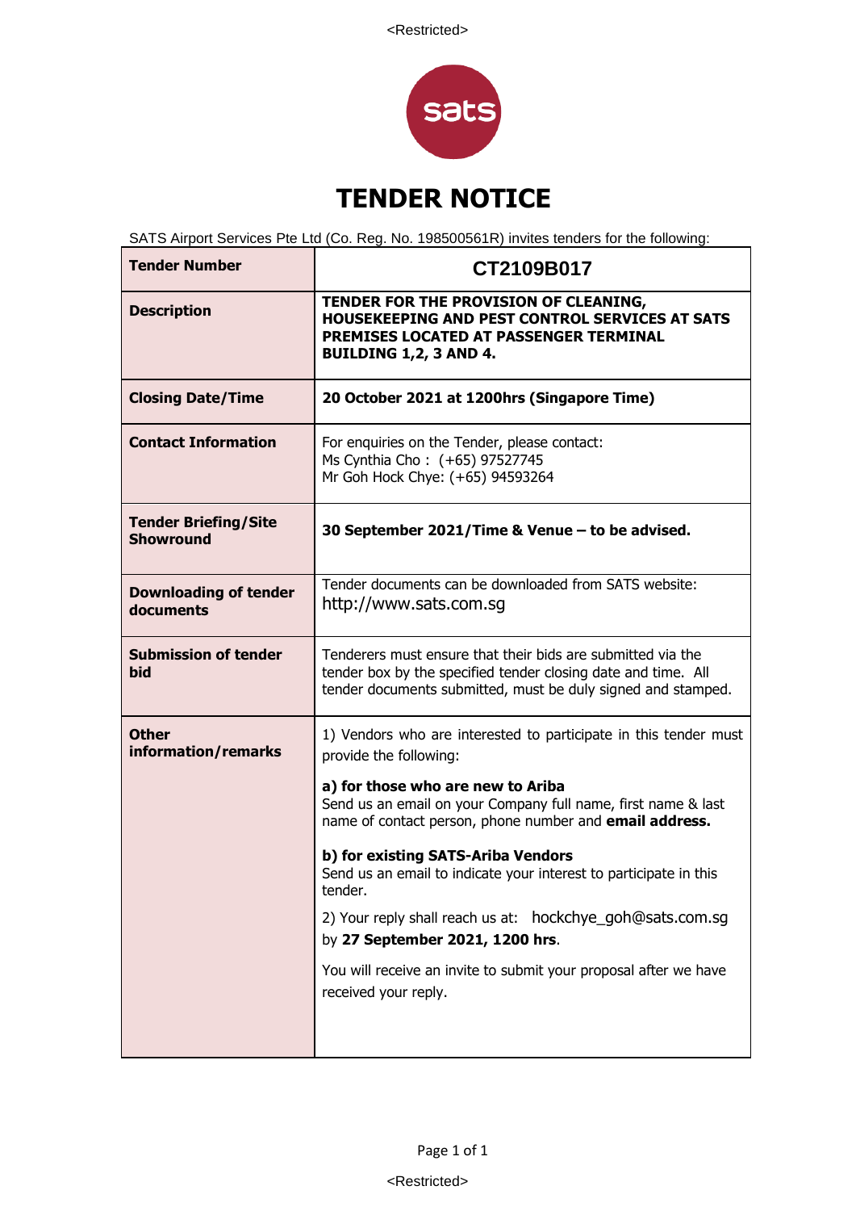# TENDER NOTICE

SATS Airport Services Pte Ltd (Co. Reg. No. 198500561R) invites tenders for the following:

| | |
|---|---|
| **Tender Number** | **CT2109B017** |
| **Description** | **TENDER FOR THE PROVISION OF CLEANING, HOUSEKEEPING AND PEST CONTROL SERVICES AT SATS PREMISES LOCATED AT PASSENGER TERMINAL BUILDING 1,2, 3 AND 4.** |
| **Closing Date/Time** | **20 October 2021 at 1200hrs (Singapore Time)** |
| **Contact Information** | For enquiries on the Tender, please contact:<br>Ms Cynthia Cho : (+65) 97527745<br>Mr Goh Hock Chye: (+65) 94593264 |
| **Tender Briefing/Site Showround** | **30 September 2021/Time & Venue – to be advised.** |
| **Downloading of tender documents** | Tender documents can be downloaded from SATS website: http://www.sats.com.sg |
| **Submission of tender bid** | Tenderers must ensure that their bids are submitted via the tender box by the specified tender closing date and time. All tender documents submitted, must be duly signed and stamped. |
| **Other information/remarks** | 1) Vendors who are interested to participate in this tender must provide the following:<br>**a) for those who are new to Ariba**<br>Send us an email on your Company full name, first name & last name of contact person, phone number and **email address.**<br>**b) for existing SATS-Ariba Vendors**<br>Send us an email to indicate your interest to participate in this tender.<br>2) Your reply shall reach us at: hockchye_goh@sats.com.sg by **27 September 2021, 1200 hrs**.<br>You will receive an invite to submit your proposal after we have received your reply. |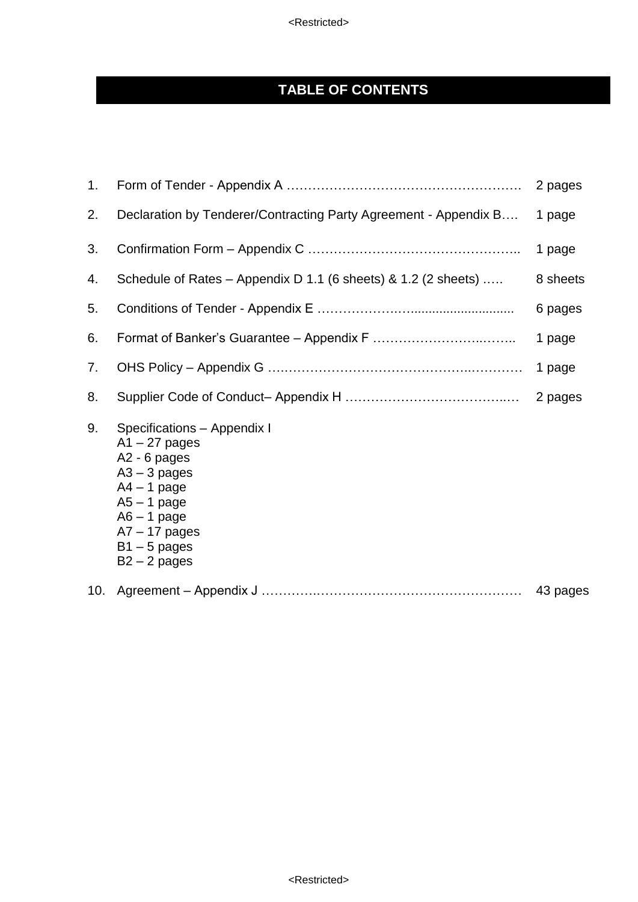# TABLE OF CONTENTS

| | | |
|---|---|---|
| 1. | Form of Tender - Appendix A ………………………………………………. | 2 pages |
| 2. | Declaration by Tenderer/Contracting Party Agreement - Appendix B…. | 1 page |
| 3. | Confirmation Form – Appendix C ………………………………………….. | 1 page |
| 4. | Schedule of Rates – Appendix D 1.1 (6 sheets) & 1.2 (2 sheets) ….. | 8 sheets |
| 5. | Conditions of Tender - Appendix E ………………….......................... | 6 pages |
| 6. | Format of Banker's Guarantee – Appendix F ……………………..…….. | 1 page |
| 7. | OHS Policy – Appendix G ….……………………………………..………… | 1 page |
| 8. | Supplier Code of Conduct– Appendix H …………………………………..… | 2 pages |
| 9. | Specifications – Appendix I<br>A1 – 27 pages<br>A2 - 6 pages<br>A3 – 3 pages<br>A4 – 1 page<br>A5 – 1 page<br>A6 – 1 page<br>A7 – 17 pages<br>B1 – 5 pages<br>B2 – 2 pages | |
| 10. | Agreement – Appendix J ………….…………………………………………… | 43 pages |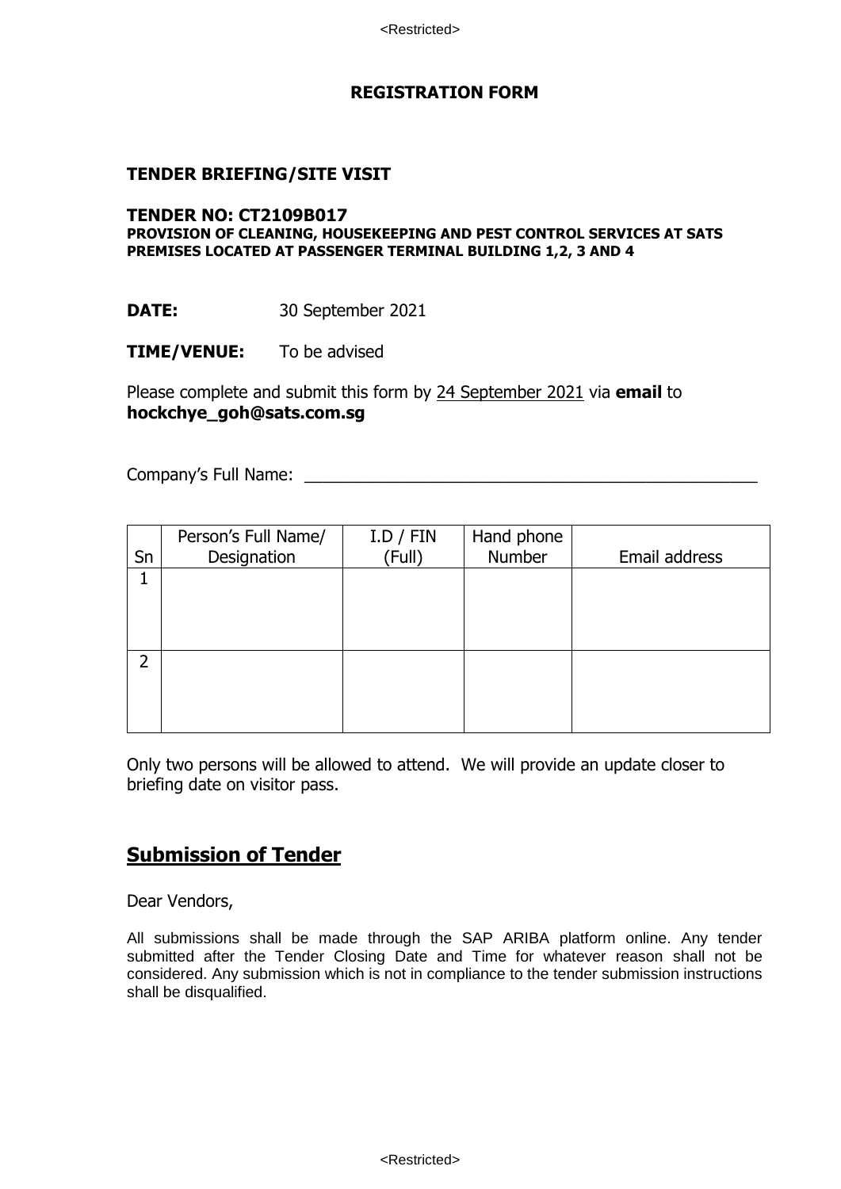# REGISTRATION FORM

## TENDER BRIEFING/SITE VISIT

**TENDER NO: CT2109B017**
**PROVISION OF CLEANING, HOUSEKEEPING AND PEST CONTROL SERVICES AT SATS PREMISES LOCATED AT PASSENGER TERMINAL BUILDING 1,2, 3 AND 4**

**DATE:** 30 September 2021

**TIME/VENUE:** To be advised

Please complete and submit this form by 24 September 2021 via **email** to **hockchye_goh@sats.com.sg**

Company's Full Name: ________________________________________________

| Sn | Person's Full Name/ Designation | I.D / FIN (Full) | Hand phone Number | Email address |
|---|---|---|---|---|
| 1 | | | | |
| 2 | | | | |

Only two persons will be allowed to attend. We will provide an update closer to briefing date on visitor pass.

## Submission of Tender

Dear Vendors,

All submissions shall be made through the SAP ARIBA platform online. Any tender submitted after the Tender Closing Date and Time for whatever reason shall not be considered. Any submission which is not in compliance to the tender submission instructions shall be disqualified.